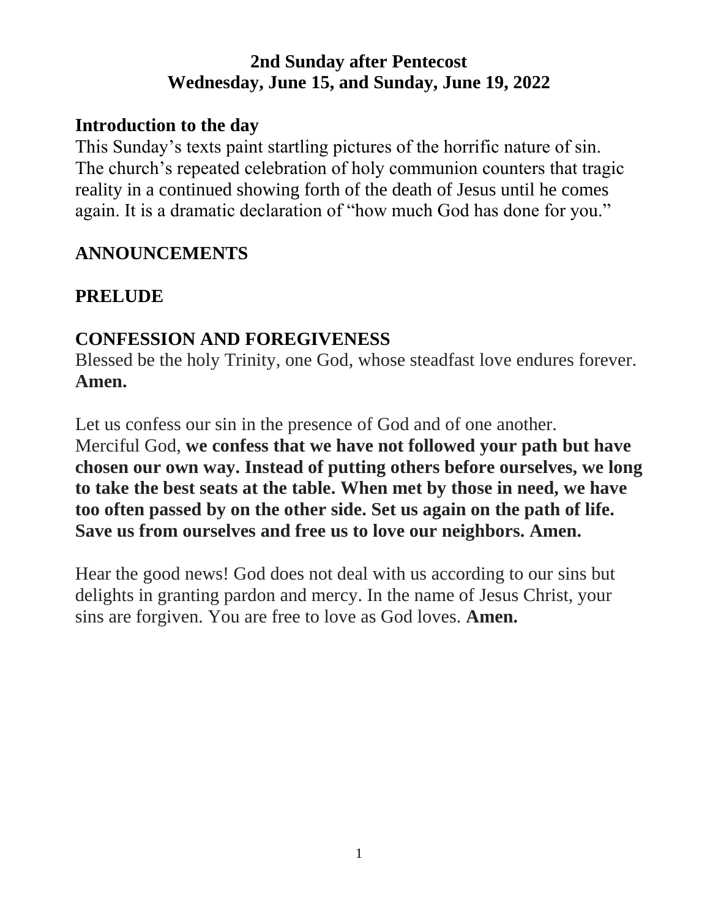# 2nd Sunday after Pentecost
# Wednesday, June 15, and Sunday, June 19, 2022

## Introduction to the day

This Sunday's texts paint startling pictures of the horrific nature of sin. The church's repeated celebration of holy communion counters that tragic reality in a continued showing forth of the death of Jesus until he comes again. It is a dramatic declaration of "how much God has done for you."

## ANNOUNCEMENTS

## PRELUDE

## CONFESSION AND FOREGIVENESS

Blessed be the holy Trinity, one God, whose steadfast love endures forever.
**Amen.**

Let us confess our sin in the presence of God and of one another.
Merciful God, **we confess that we have not followed your path but have chosen our own way. Instead of putting others before ourselves, we long to take the best seats at the table. When met by those in need, we have too often passed by on the other side. Set us again on the path of life. Save us from ourselves and free us to love our neighbors. Amen.**

Hear the good news! God does not deal with us according to our sins but delights in granting pardon and mercy. In the name of Jesus Christ, your sins are forgiven. You are free to love as God loves. **Amen.**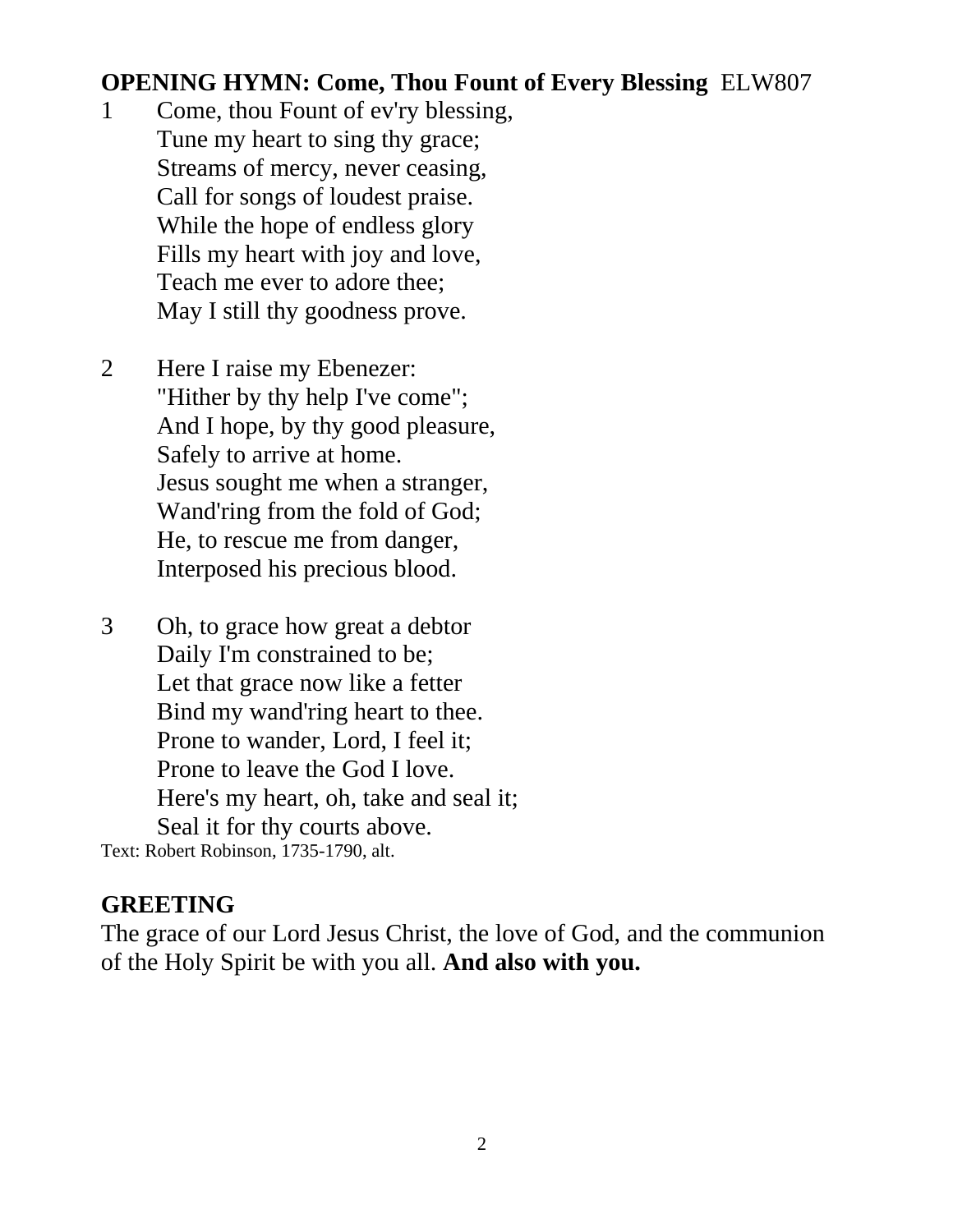**OPENING HYMN: Come, Thou Fount of Every Blessing** ELW807

1 Come, thou Fount of ev'ry blessing,
Tune my heart to sing thy grace;
Streams of mercy, never ceasing,
Call for songs of loudest praise.
While the hope of endless glory
Fills my heart with joy and love,
Teach me ever to adore thee;
May I still thy goodness prove.

2 Here I raise my Ebenezer:
"Hither by thy help I've come";
And I hope, by thy good pleasure,
Safely to arrive at home.
Jesus sought me when a stranger,
Wand'ring from the fold of God;
He, to rescue me from danger,
Interposed his precious blood.

3 Oh, to grace how great a debtor
Daily I'm constrained to be;
Let that grace now like a fetter
Bind my wand'ring heart to thee.
Prone to wander, Lord, I feel it;
Prone to leave the God I love.
Here's my heart, oh, take and seal it;
Seal it for thy courts above.

Text: Robert Robinson, 1735-1790, alt.

**GREETING**

The grace of our Lord Jesus Christ, the love of God, and the communion of the Holy Spirit be with you all. **And also with you.**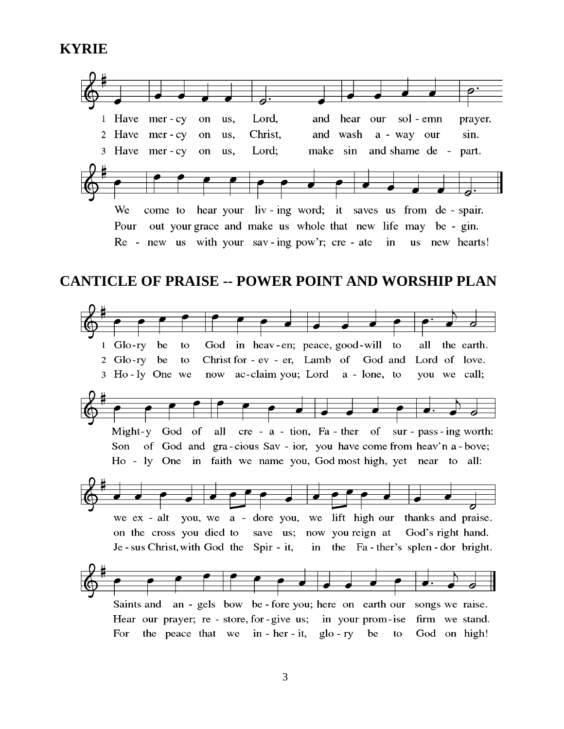## KYRIE

1 Have mer - cy on us, Lord, and hear our sol - emn prayer.
2 Have mer - cy on us, Christ, and wash a - way our sin.
3 Have mer - cy on us, Lord; make sin and shame de - part.

We come to hear your liv - ing word; it saves us from de - spair.
Pour out your grace and make us whole that new life may be - gin.
Re - new us with your sav - ing pow'r; cre - ate in us new hearts!

## CANTICLE OF PRAISE -- POWER POINT AND WORSHIP PLAN

1 Glo-ry be to God in heav - en; peace, good-will to all the earth.
2 Glo-ry be to Christ for - ev - er, Lamb of God and Lord of love.
3 Ho - ly One we now ac-claim you; Lord a - lone, to you we call;

Might-y God of all cre - a - tion, Fa - ther of sur - pass - ing worth:
Son of God and gra - cious Sav - ior, you have come from heav'n a - bove;
Ho - ly One in faith we name you, God most high, yet near to all:

we ex - alt you, we a - dore you, we lift high our thanks and praise.
on the cross you died to save us; now you reign at God's right hand.
Je - sus Christ, with God the Spir - it, in the Fa - ther's splen - dor bright.

Saints and an - gels bow be - fore you; here on earth our songs we raise.
Hear our prayer; re - store, for - give us; in your prom - ise firm we stand.
For the peace that we in - her - it, glo - ry be to God on high!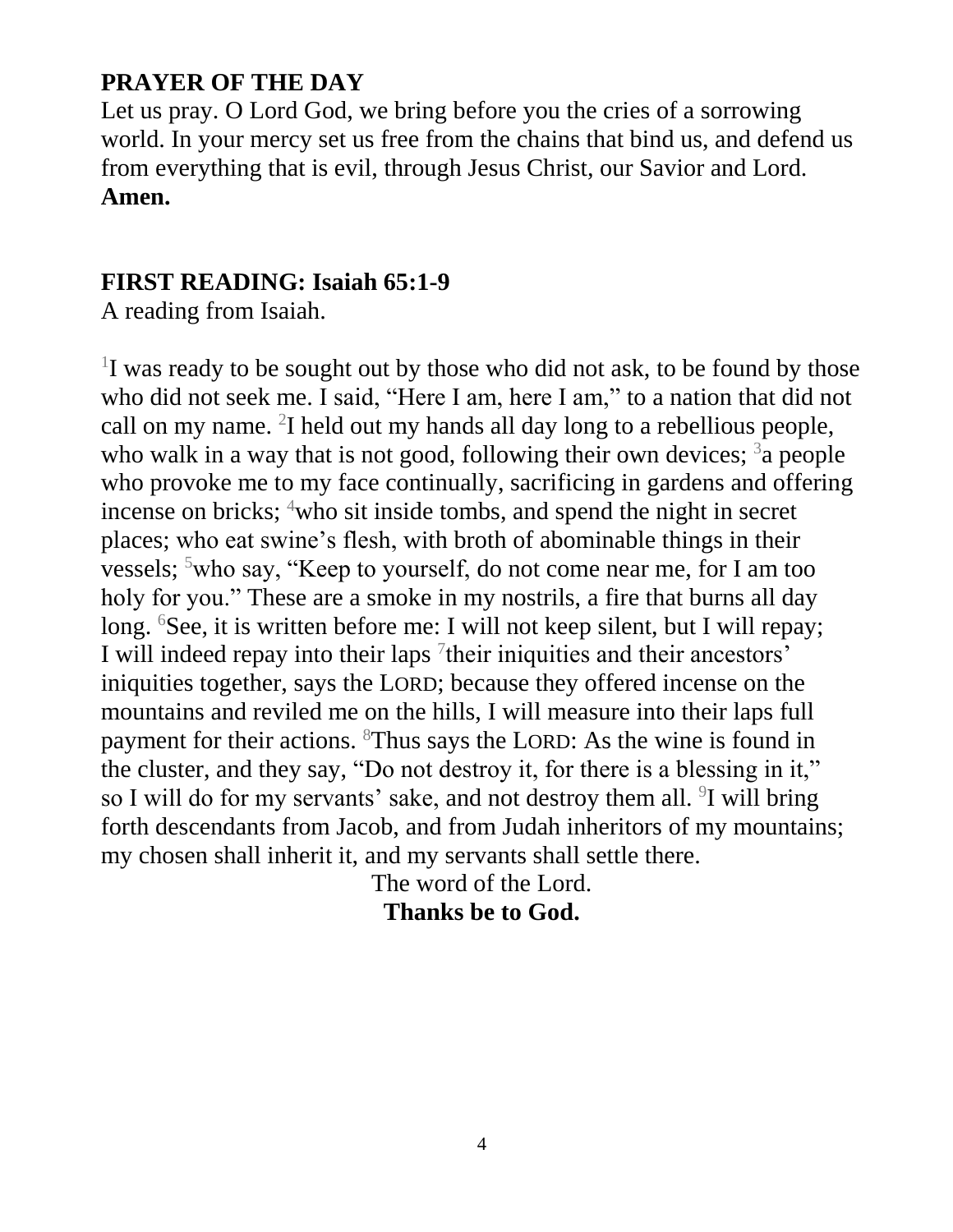**PRAYER OF THE DAY**

Let us pray. O Lord God, we bring before you the cries of a sorrowing world. In your mercy set us free from the chains that bind us, and defend us from everything that is evil, through Jesus Christ, our Savior and Lord.
**Amen.**

**FIRST READING: Isaiah 65:1-9**

A reading from Isaiah.

[1]I was ready to be sought out by those who did not ask, to be found by those who did not seek me. I said, "Here I am, here I am," to a nation that did not call on my name. [2]I held out my hands all day long to a rebellious people, who walk in a way that is not good, following their own devices; [3]a people who provoke me to my face continually, sacrificing in gardens and offering incense on bricks; [4]who sit inside tombs, and spend the night in secret places; who eat swine's flesh, with broth of abominable things in their vessels; [5]who say, "Keep to yourself, do not come near me, for I am too holy for you." These are a smoke in my nostrils, a fire that burns all day long. [6]See, it is written before me: I will not keep silent, but I will repay; I will indeed repay into their laps [7]their iniquities and their ancestors' iniquities together, says the LORD; because they offered incense on the mountains and reviled me on the hills, I will measure into their laps full payment for their actions. [8]Thus says the LORD: As the wine is found in the cluster, and they say, "Do not destroy it, for there is a blessing in it," so I will do for my servants' sake, and not destroy them all. [9]I will bring forth descendants from Jacob, and from Judah inheritors of my mountains; my chosen shall inherit it, and my servants shall settle there.

The word of the Lord.
**Thanks be to God.**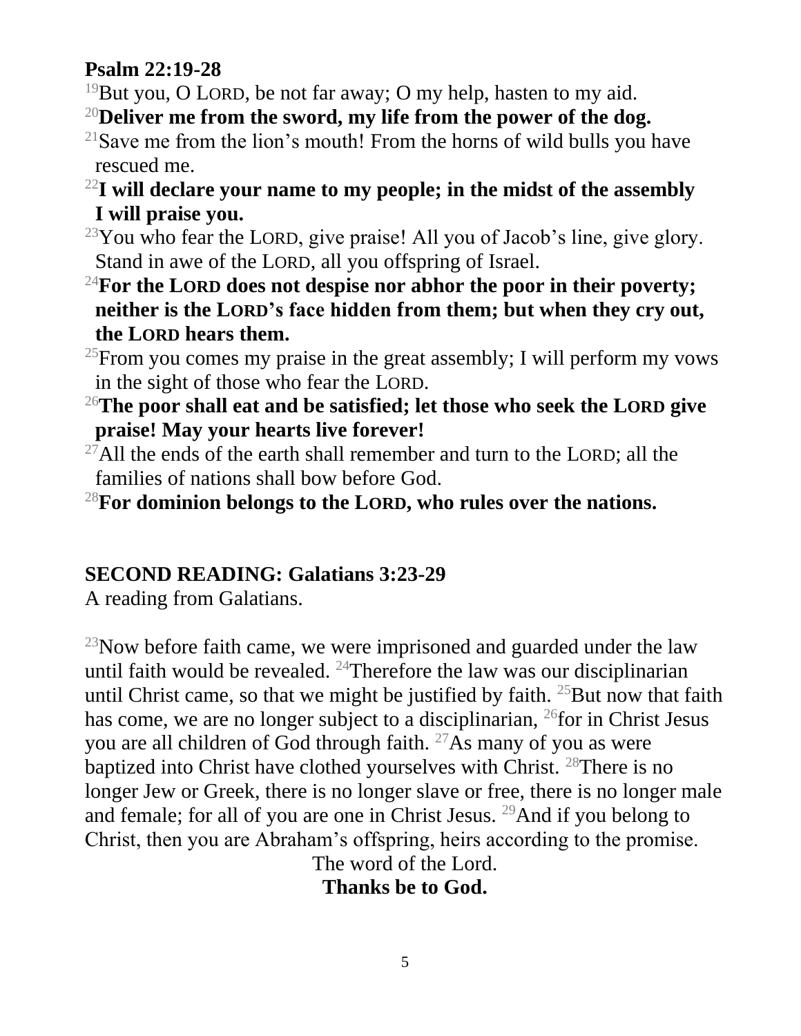**Psalm 22:19-28**

[19]But you, O LORD, be not far away; O my help, hasten to my aid.

[20]**Deliver me from the sword, my life from the power of the dog.**

[21]Save me from the lion's mouth! From the horns of wild bulls you have rescued me.

[22]**I will declare your name to my people; in the midst of the assembly I will praise you.**

[23]You who fear the LORD, give praise! All you of Jacob's line, give glory. Stand in awe of the LORD, all you offspring of Israel.

[24]**For the LORD does not despise nor abhor the poor in their poverty; neither is the LORD's face hidden from them; but when they cry out, the LORD hears them.**

[25]From you comes my praise in the great assembly; I will perform my vows in the sight of those who fear the LORD.

[26]**The poor shall eat and be satisfied; let those who seek the LORD give praise! May your hearts live forever!**

[27]All the ends of the earth shall remember and turn to the LORD; all the families of nations shall bow before God.

[28]**For dominion belongs to the LORD, who rules over the nations.**

## SECOND READING: Galatians 3:23-29

A reading from Galatians.

[23]Now before faith came, we were imprisoned and guarded under the law until faith would be revealed. [24]Therefore the law was our disciplinarian until Christ came, so that we might be justified by faith. [25]But now that faith has come, we are no longer subject to a disciplinarian, [26]for in Christ Jesus you are all children of God through faith. [27]As many of you as were baptized into Christ have clothed yourselves with Christ. [28]There is no longer Jew or Greek, there is no longer slave or free, there is no longer male and female; for all of you are one in Christ Jesus. [29]And if you belong to Christ, then you are Abraham's offspring, heirs according to the promise.

The word of the Lord.

**Thanks be to God.**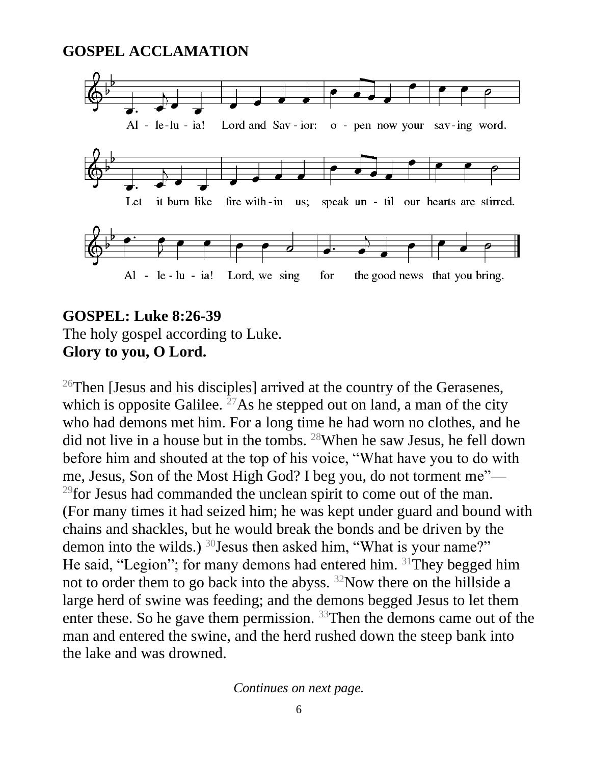**GOSPEL ACCLAMATION**

Al - le-lu - ia! Lord and Sav - ior: o - pen now your sav-ing word.

Let it burn like fire with-in us; speak un - til our hearts are stirred.

Al - le - lu - ia! Lord, we sing for the good news that you bring.

**GOSPEL: Luke 8:26-39**
The holy gospel according to Luke.
**Glory to you, O Lord.**

[26]Then [Jesus and his disciples] arrived at the country of the Gerasenes, which is opposite Galilee. [27]As he stepped out on land, a man of the city who had demons met him. For a long time he had worn no clothes, and he did not live in a house but in the tombs. [28]When he saw Jesus, he fell down before him and shouted at the top of his voice, "What have you to do with me, Jesus, Son of the Most High God? I beg you, do not torment me"— [29]for Jesus had commanded the unclean spirit to come out of the man. (For many times it had seized him; he was kept under guard and bound with chains and shackles, but he would break the bonds and be driven by the demon into the wilds.) [30]Jesus then asked him, "What is your name?" He said, "Legion"; for many demons had entered him. [31]They begged him not to order them to go back into the abyss. [32]Now there on the hillside a large herd of swine was feeding; and the demons begged Jesus to let them enter these. So he gave them permission. [33]Then the demons came out of the man and entered the swine, and the herd rushed down the steep bank into the lake and was drowned.

*Continues on next page.*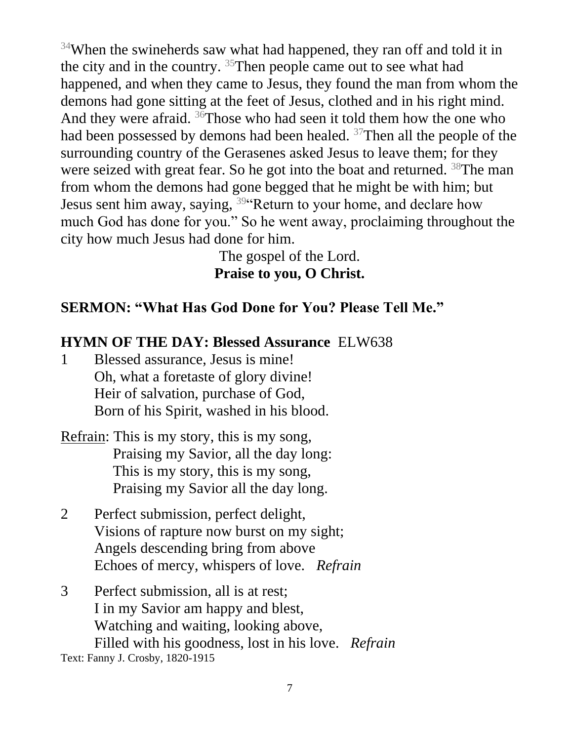[34]When the swineherds saw what had happened, they ran off and told it in the city and in the country. [35]Then people came out to see what had happened, and when they came to Jesus, they found the man from whom the demons had gone sitting at the feet of Jesus, clothed and in his right mind. And they were afraid. [36]Those who had seen it told them how the one who had been possessed by demons had been healed. [37]Then all the people of the surrounding country of the Gerasenes asked Jesus to leave them; for they were seized with great fear. So he got into the boat and returned. [38]The man from whom the demons had gone begged that he might be with him; but Jesus sent him away, saying, [39]"Return to your home, and declare how much God has done for you." So he went away, proclaiming throughout the city how much Jesus had done for him.

The gospel of the Lord.
**Praise to you, O Christ.**

**SERMON: "What Has God Done for You? Please Tell Me."**

**HYMN OF THE DAY: Blessed Assurance** ELW638

1 Blessed assurance, Jesus is mine!
Oh, what a foretaste of glory divine!
Heir of salvation, purchase of God,
Born of his Spirit, washed in his blood.

Refrain: This is my story, this is my song,
Praising my Savior, all the day long:
This is my story, this is my song,
Praising my Savior all the day long.

2 Perfect submission, perfect delight,
Visions of rapture now burst on my sight;
Angels descending bring from above
Echoes of mercy, whispers of love. *Refrain*

3 Perfect submission, all is at rest;
I in my Savior am happy and blest,
Watching and waiting, looking above,
Filled with his goodness, lost in his love. *Refrain*

Text: Fanny J. Crosby, 1820-1915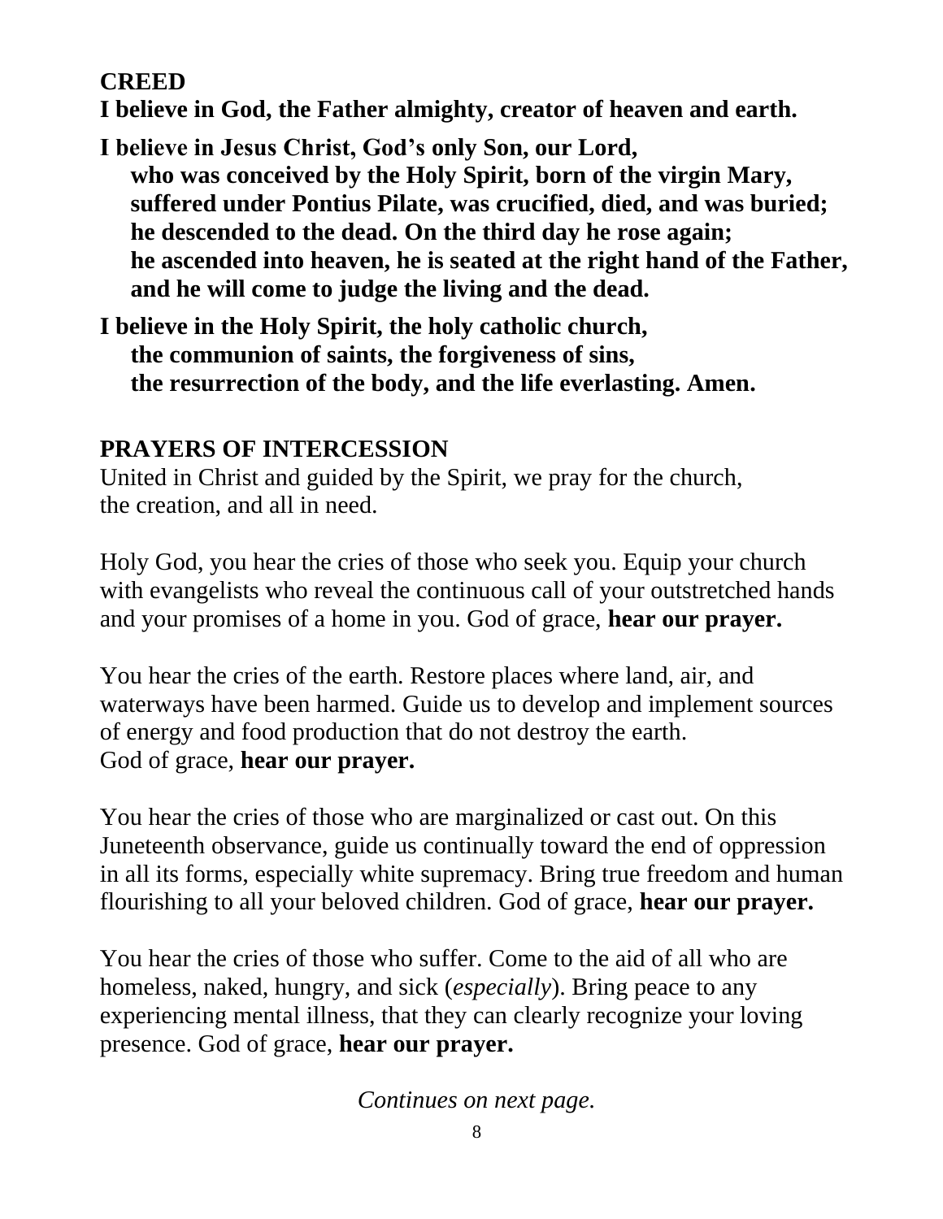**CREED**

**I believe in God, the Father almighty, creator of heaven and earth.**

**I believe in Jesus Christ, God's only Son, our Lord,**
**who was conceived by the Holy Spirit, born of the virgin Mary,**
**suffered under Pontius Pilate, was crucified, died, and was buried;**
**he descended to the dead. On the third day he rose again;**
**he ascended into heaven, he is seated at the right hand of the Father,**
**and he will come to judge the living and the dead.**

**I believe in the Holy Spirit, the holy catholic church,**
**the communion of saints, the forgiveness of sins,**
**the resurrection of the body, and the life everlasting. Amen.**

**PRAYERS OF INTERCESSION**

United in Christ and guided by the Spirit, we pray for the church, the creation, and all in need.

Holy God, you hear the cries of those who seek you. Equip your church with evangelists who reveal the continuous call of your outstretched hands and your promises of a home in you. God of grace, **hear our prayer.**

You hear the cries of the earth. Restore places where land, air, and waterways have been harmed. Guide us to develop and implement sources of energy and food production that do not destroy the earth.
God of grace, **hear our prayer.**

You hear the cries of those who are marginalized or cast out. On this Juneteenth observance, guide us continually toward the end of oppression in all its forms, especially white supremacy. Bring true freedom and human flourishing to all your beloved children. God of grace, **hear our prayer.**

You hear the cries of those who suffer. Come to the aid of all who are homeless, naked, hungry, and sick (*especially*). Bring peace to any experiencing mental illness, that they can clearly recognize your loving presence. God of grace, **hear our prayer.**

*Continues on next page.*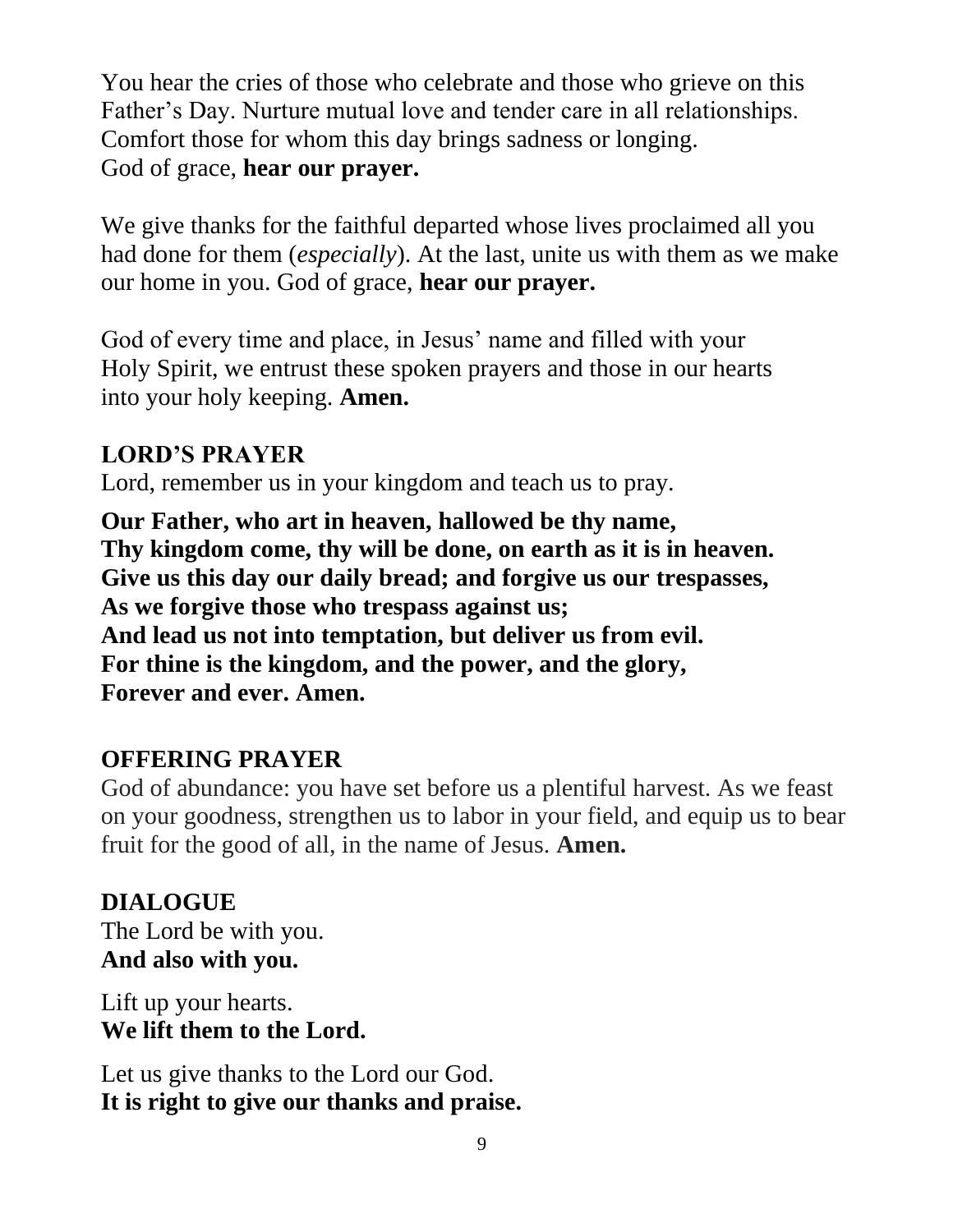You hear the cries of those who celebrate and those who grieve on this Father's Day. Nurture mutual love and tender care in all relationships. Comfort those for whom this day brings sadness or longing.
God of grace, **hear our prayer.**

We give thanks for the faithful departed whose lives proclaimed all you had done for them (*especially*). At the last, unite us with them as we make our home in you. God of grace, **hear our prayer.**

God of every time and place, in Jesus' name and filled with your Holy Spirit, we entrust these spoken prayers and those in our hearts into your holy keeping. **Amen.**

## LORD'S PRAYER

Lord, remember us in your kingdom and teach us to pray.

**Our Father, who art in heaven, hallowed be thy name,**
**Thy kingdom come, thy will be done, on earth as it is in heaven.**
**Give us this day our daily bread; and forgive us our trespasses,**
**As we forgive those who trespass against us;**
**And lead us not into temptation, but deliver us from evil.**
**For thine is the kingdom, and the power, and the glory,**
**Forever and ever. Amen.**

## OFFERING PRAYER

God of abundance: you have set before us a plentiful harvest. As we feast on your goodness, strengthen us to labor in your field, and equip us to bear fruit for the good of all, in the name of Jesus. **Amen.**

## DIALOGUE

The Lord be with you.
**And also with you.**

Lift up your hearts.
**We lift them to the Lord.**

Let us give thanks to the Lord our God.
**It is right to give our thanks and praise.**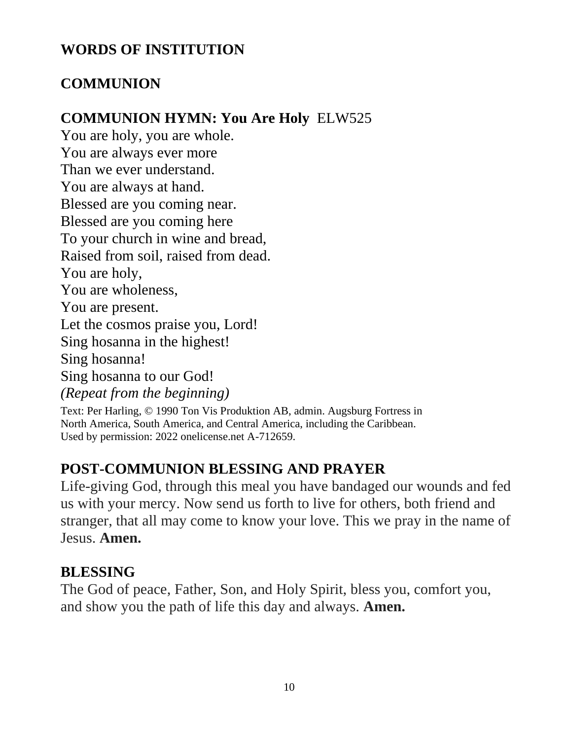## WORDS OF INSTITUTION

## COMMUNION

## COMMUNION HYMN: You Are Holy ELW525

You are holy, you are whole.
You are always ever more
Than we ever understand.
You are always at hand.
Blessed are you coming near.
Blessed are you coming here
To your church in wine and bread,
Raised from soil, raised from dead.
You are holy,
You are wholeness,
You are present.
Let the cosmos praise you, Lord!
Sing hosanna in the highest!
Sing hosanna!
Sing hosanna to our God!
*(Repeat from the beginning)*

Text: Per Harling, © 1990 Ton Vis Produktion AB, admin. Augsburg Fortress in North America, South America, and Central America, including the Caribbean. Used by permission: 2022 onelicense.net A-712659.

## POST-COMMUNION BLESSING AND PRAYER

Life-giving God, through this meal you have bandaged our wounds and fed us with your mercy. Now send us forth to live for others, both friend and stranger, that all may come to know your love. This we pray in the name of Jesus. **Amen.**

## BLESSING

The God of peace, Father, Son, and Holy Spirit, bless you, comfort you, and show you the path of life this day and always. **Amen.**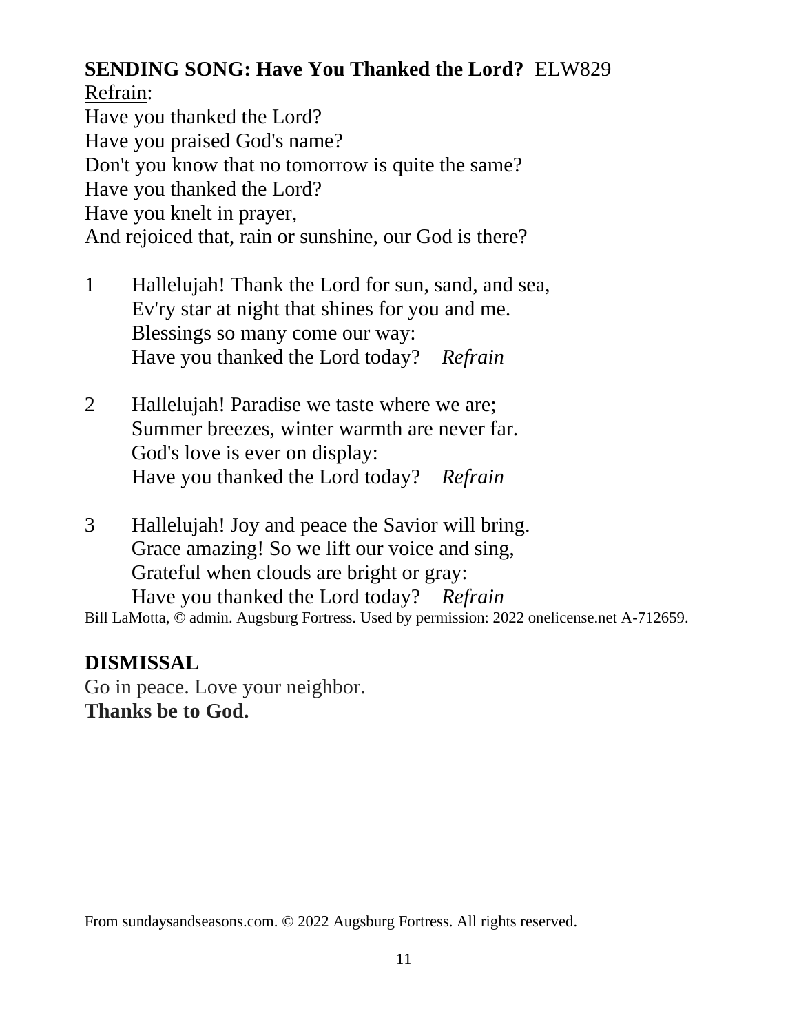**SENDING SONG: Have You Thanked the Lord?** ELW829

Refrain:

Have you thanked the Lord?
Have you praised God's name?
Don't you know that no tomorrow is quite the same?
Have you thanked the Lord?
Have you knelt in prayer,
And rejoiced that, rain or sunshine, our God is there?

1 Hallelujah! Thank the Lord for sun, sand, and sea,
Ev'ry star at night that shines for you and me.
Blessings so many come our way:
Have you thanked the Lord today? *Refrain*

2 Hallelujah! Paradise we taste where we are;
Summer breezes, winter warmth are never far.
God's love is ever on display:
Have you thanked the Lord today? *Refrain*

3 Hallelujah! Joy and peace the Savior will bring.
Grace amazing! So we lift our voice and sing,
Grateful when clouds are bright or gray:
Have you thanked the Lord today? *Refrain*

Bill LaMotta, © admin. Augsburg Fortress. Used by permission: 2022 onelicense.net A-712659.

## DISMISSAL

Go in peace. Love your neighbor.
**Thanks be to God.**

From sundaysandseasons.com. © 2022 Augsburg Fortress. All rights reserved.